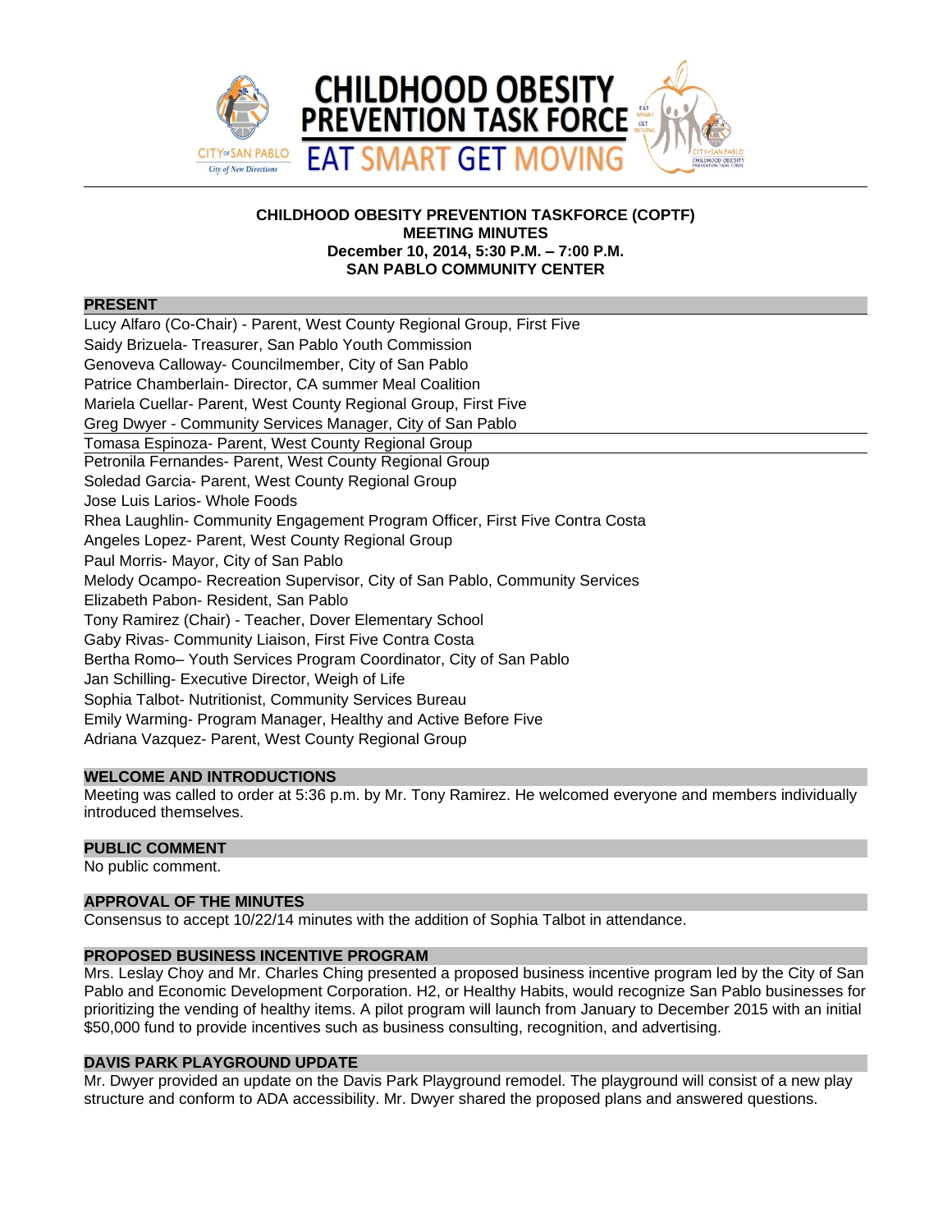# CHILDHOOD OBESITY PREVENTION TASKFORCE (COPTF)
## MEETING MINUTES
## December 10, 2014, 5:30 P.M. – 7:00 P.M.
## SAN PABLO COMMUNITY CENTER

### PRESENT

Lucy Alfaro (Co-Chair) - Parent, West County Regional Group, First Five
Saidy Brizuela- Treasurer, San Pablo Youth Commission
Genoveva Calloway- Councilmember, City of San Pablo
Patrice Chamberlain- Director, CA summer Meal Coalition
Mariela Cuellar- Parent, West County Regional Group, First Five
Greg Dwyer - Community Services Manager, City of San Pablo
Tomasa Espinoza- Parent, West County Regional Group
Petronila Fernandes- Parent, West County Regional Group
Soledad Garcia- Parent, West County Regional Group
Jose Luis Larios- Whole Foods
Rhea Laughlin- Community Engagement Program Officer, First Five Contra Costa
Angeles Lopez- Parent, West County Regional Group
Paul Morris- Mayor, City of San Pablo
Melody Ocampo- Recreation Supervisor, City of San Pablo, Community Services
Elizabeth Pabon- Resident, San Pablo
Tony Ramirez (Chair) - Teacher, Dover Elementary School
Gaby Rivas- Community Liaison, First Five Contra Costa
Bertha Romo– Youth Services Program Coordinator, City of San Pablo
Jan Schilling- Executive Director, Weigh of Life
Sophia Talbot- Nutritionist, Community Services Bureau
Emily Warming- Program Manager, Healthy and Active Before Five
Adriana Vazquez- Parent, West County Regional Group

### WELCOME AND INTRODUCTIONS

Meeting was called to order at 5:36 p.m. by Mr. Tony Ramirez. He welcomed everyone and members individually introduced themselves.

### PUBLIC COMMENT

No public comment.

### APPROVAL OF THE MINUTES

Consensus to accept 10/22/14 minutes with the addition of Sophia Talbot in attendance.

### PROPOSED BUSINESS INCENTIVE PROGRAM

Mrs. Leslay Choy and Mr. Charles Ching presented a proposed business incentive program led by the City of San Pablo and Economic Development Corporation. H2, or Healthy Habits, would recognize San Pablo businesses for prioritizing the vending of healthy items. A pilot program will launch from January to December 2015 with an initial $50,000 fund to provide incentives such as business consulting, recognition, and advertising.

### DAVIS PARK PLAYGROUND UPDATE

Mr. Dwyer provided an update on the Davis Park Playground remodel. The playground will consist of a new play structure and conform to ADA accessibility. Mr. Dwyer shared the proposed plans and answered questions.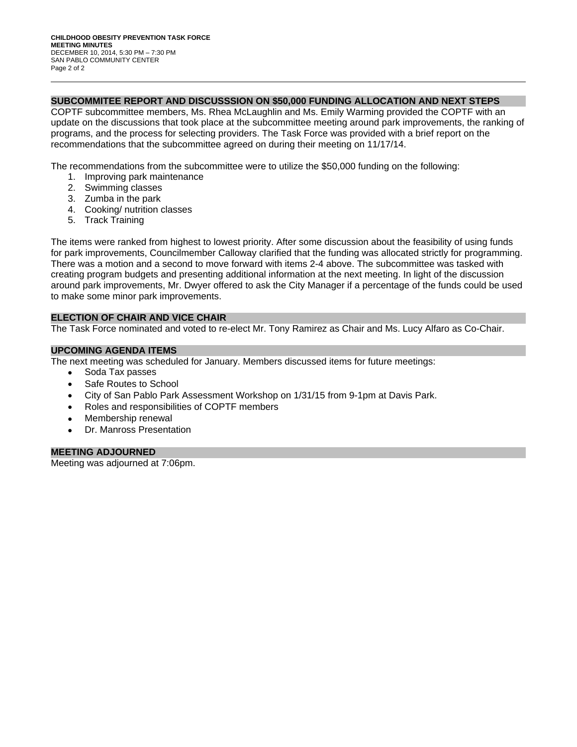## SUBCOMMITEE REPORT AND DISCUSSSION ON $50,000 FUNDING ALLOCATION AND NEXT STEPS

COPTF subcommittee members, Ms. Rhea McLaughlin and Ms. Emily Warming provided the COPTF with an update on the discussions that took place at the subcommittee meeting around park improvements, the ranking of programs, and the process for selecting providers. The Task Force was provided with a brief report on the recommendations that the subcommittee agreed on during their meeting on 11/17/14.

The recommendations from the subcommittee were to utilize the $50,000 funding on the following:

1. Improving park maintenance
2. Swimming classes
3. Zumba in the park
4. Cooking/ nutrition classes
5. Track Training

The items were ranked from highest to lowest priority. After some discussion about the feasibility of using funds for park improvements, Councilmember Calloway clarified that the funding was allocated strictly for programming. There was a motion and a second to move forward with items 2-4 above. The subcommittee was tasked with creating program budgets and presenting additional information at the next meeting. In light of the discussion around park improvements, Mr. Dwyer offered to ask the City Manager if a percentage of the funds could be used to make some minor park improvements.

## ELECTION OF CHAIR AND VICE CHAIR

The Task Force nominated and voted to re-elect Mr. Tony Ramirez as Chair and Ms. Lucy Alfaro as Co-Chair.

## UPCOMING AGENDA ITEMS

The next meeting was scheduled for January. Members discussed items for future meetings:

- Soda Tax passes
- Safe Routes to School
- City of San Pablo Park Assessment Workshop on 1/31/15 from 9-1pm at Davis Park.
- Roles and responsibilities of COPTF members
- Membership renewal
- Dr. Manross Presentation

## MEETING ADJOURNED

Meeting was adjourned at 7:06pm.